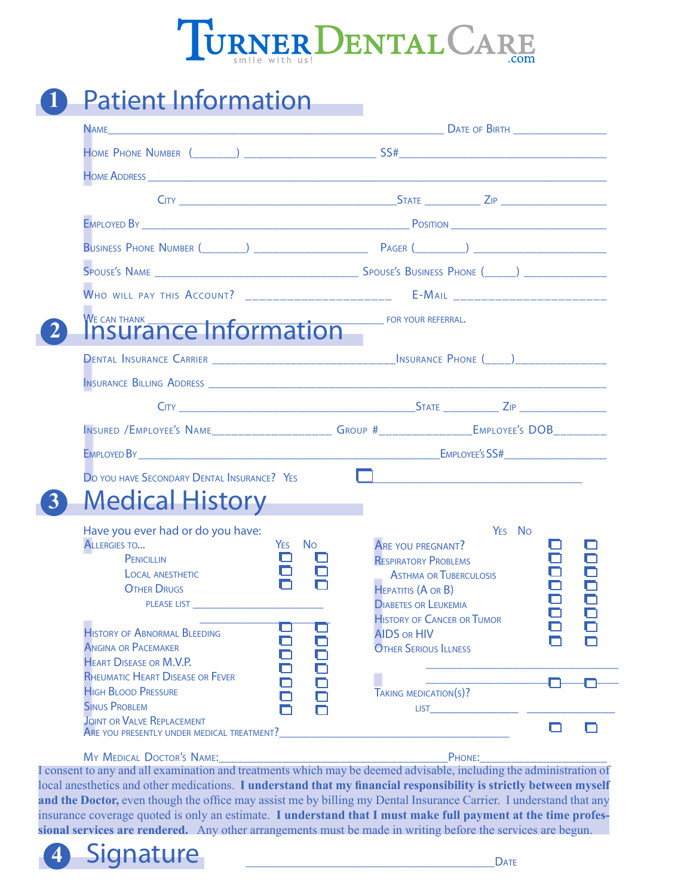# TURNER DENTAL CARE.com

smile with us!

## 1 Patient Information

NAME_______________________________________________ DATE OF BIRTH _______________

HOME PHONE NUMBER (_______) _____________________ SS#______________________________

HOME ADDRESS ____________________________________________________________________

CITY ___________________________________STATE _________ ZIP _________________

EMPLOYED BY ________________________________________ POSITION _______________________

BUSINESS PHONE NUMBER (_______) __________________ PAGER (________) _____________________

SPOUSE'S NAME ________________________________ SPOUSE'S BUSINESS PHONE (_____) ____________

WHO WILL PAY THIS ACCOUNT? ______________________ E-MAIL ______________________

WE CAN THANK ______________________________________ FOR YOUR REFERRAL.

## 2 Insurance Information

DENTAL INSURANCE CARRIER ____________________________INSURANCE PHONE (____)______________

INSURANCE BILLING ADDRESS ______________________________________________________________

CITY ________________________________________STATE _________ ZIP ______________

INSURED /EMPLOYEE'S NAME____________________ GROUP #_______________EMPLOYEE'S DOB________

EMPLOYED BY _________________________________________________EMPLOYEE'S SS#_________________

DO YOU HAVE SECONDARY DENTAL INSURANCE? YES ☐ ___________________________________

## 3 Medical History

Have you ever had or do you have:

| | YES | NO |
|---|---|---|
| ALLERGIES TO... | | |
| PENICILLIN | ☐ | ☐ |
| LOCAL ANESTHETIC | ☐ | ☐ |
| OTHER DRUGS | ☐ | ☐ |
| PLEASE LIST ______________________ | | |
| ______________________ | | |
| HISTORY OF ABNORMAL BLEEDING | ☐ | ☐ |
| ANGINA OR PACEMAKER | ☐ | ☐ |
| HEART DISEASE OR M.V.P. | ☐ | ☐ |
| RHEUMATIC HEART DISEASE OR FEVER | ☐ | ☐ |
| HIGH BLOOD PRESSURE | ☐ | ☐ |
| SINUS PROBLEM | ☐ | ☐ |
| JOINT OR VALVE REPLACEMENT | ☐ | ☐ |

| | YES | NO |
|---|---|---|
| ARE YOU PREGNANT? | ☐ | ☐ |
| RESPIRATORY PROBLEMS | ☐ | ☐ |
| ASTHMA OR TUBERCULOSIS | ☐ | ☐ |
| HEPATITIS (A OR B) | ☐ | ☐ |
| DIABETES OR LEUKEMIA | ☐ | ☐ |
| HISTORY OF CANCER OR TUMOR | ☐ | ☐ |
| AIDS OR HIV | ☐ | ☐ |
| OTHER SERIOUS ILLNESS ______________________ | ☐ | ☐ |
| TAKING MEDICATION(S)? | | |
| LIST________________ ________________ | ☐ | ☐ |

ARE YOU PRESENTLY UNDER MEDICAL TREATMENT?______________________________________

MY MEDICAL DOCTOR'S NAME:__________________________________PHONE:____________________

I consent to any and all examination and treatments which may be deemed advisable, including the administration of local anesthetics and other medications. **I understand that my financial responsibility is strictly between myself and the Doctor,** even though the office may assist me by billing my Dental Insurance Carrier. I understand that any insurance coverage quoted is only an estimate. **I understand that I must make full payment at the time professional services are rendered.** Any other arrangements must be made in writing before the services are begun.

## 4 Signature

________________________________________DATE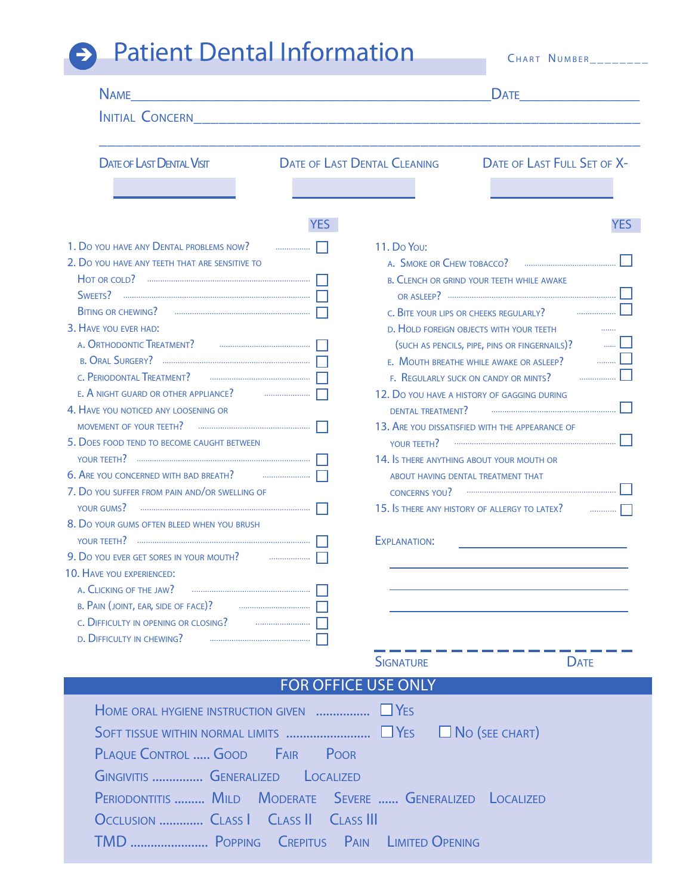# Patient Dental Information

CHART NUMBER________

NAME______________________________________________ DATE________________

INITIAL CONCERN______________________________________________________

______________________________________________________________________

| DATE OF LAST DENTAL VISIT | DATE OF LAST DENTAL CLEANING | DATE OF LAST FULL SET OF X- |
|---|---|---|
| | | |

| | YES |
|---|---|
| 1. DO YOU HAVE ANY DENTAL PROBLEMS NOW? | ☐ |
| 2. DO YOU HAVE ANY TEETH THAT ARE SENSITIVE TO | |
| HOT OR COLD? | ☐ |
| SWEETS? | ☐ |
| BITING OR CHEWING? | ☐ |
| 3. HAVE YOU EVER HAD: | |
| A. ORTHODONTIC TREATMENT? | ☐ |
| B. ORAL SURGERY? | ☐ |
| C. PERIODONTAL TREATMENT? | ☐ |
| E. A NIGHT GUARD OR OTHER APPLIANCE? | ☐ |
| 4. HAVE YOU NOTICED ANY LOOSENING OR MOVEMENT OF YOUR TEETH? | ☐ |
| 5. DOES FOOD TEND TO BECOME CAUGHT BETWEEN YOUR TEETH? | ☐ |
| 6. ARE YOU CONCERNED WITH BAD BREATH? | ☐ |
| 7. DO YOU SUFFER FROM PAIN AND/OR SWELLING OF YOUR GUMS? | ☐ |
| 8. DO YOUR GUMS OFTEN BLEED WHEN YOU BRUSH YOUR TEETH? | ☐ |
| 9. DO YOU EVER GET SORES IN YOUR MOUTH? | ☐ |
| 10. HAVE YOU EXPERIENCED: | |
| A. CLICKING OF THE JAW? | ☐ |
| B. PAIN (JOINT, EAR, SIDE OF FACE)? | ☐ |
| C. DIFFICULTY IN OPENING OR CLOSING? | ☐ |
| D. DIFFICULTY IN CHEWING? | ☐ |

| | YES |
|---|---|
| 11. DO YOU: | |
| A. SMOKE OR CHEW TOBACCO? | ☐ |
| B. CLENCH OR GRIND YOUR TEETH WHILE AWAKE OR ASLEEP? | ☐ |
| C. BITE YOUR LIPS OR CHEEKS REGULARLY? | ☐ |
| D. HOLD FOREIGN OBJECTS WITH YOUR TEETH (SUCH AS PENCILS, PIPE, PINS OR FINGERNAILS)? | ☐ |
| E. MOUTH BREATHE WHILE AWAKE OR ASLEEP? | ☐ |
| F. REGULARLY SUCK ON CANDY OR MINTS? | ☐ |
| 12. DO YOU HAVE A HISTORY OF GAGGING DURING DENTAL TREATMENT? | ☐ |
| 13. ARE YOU DISSATISFIED WITH THE APPEARANCE OF YOUR TEETH? | ☐ |
| 14. IS THERE ANYTHING ABOUT YOUR MOUTH OR ABOUT HAVING DENTAL TREATMENT THAT CONCERNS YOU? | ☐ |
| 15. IS THERE ANY HISTORY OF ALLERGY TO LATEX? | ☐ |

EXPLANATION: ______________________________

______________________________

______________________________

______________________________

SIGNATURE - - - - - - - - - - - - - - - - DATE

## FOR OFFICE USE ONLY

HOME ORAL HYGIENE INSTRUCTION GIVEN ................ ☐ YES

SOFT TISSUE WITHIN NORMAL LIMITS ........................ ☐ YES ☐ NO (SEE CHART)

PLAQUE CONTROL ..... GOOD FAIR POOR

GINGIVITIS ............... GENERALIZED LOCALIZED

PERIODONTITIS ......... MILD MODERATE SEVERE ...... GENERALIZED LOCALIZED

OCCLUSION ............ CLASS I CLASS II CLASS III

TMD ...................... POPPING CREPITUS PAIN LIMITED OPENING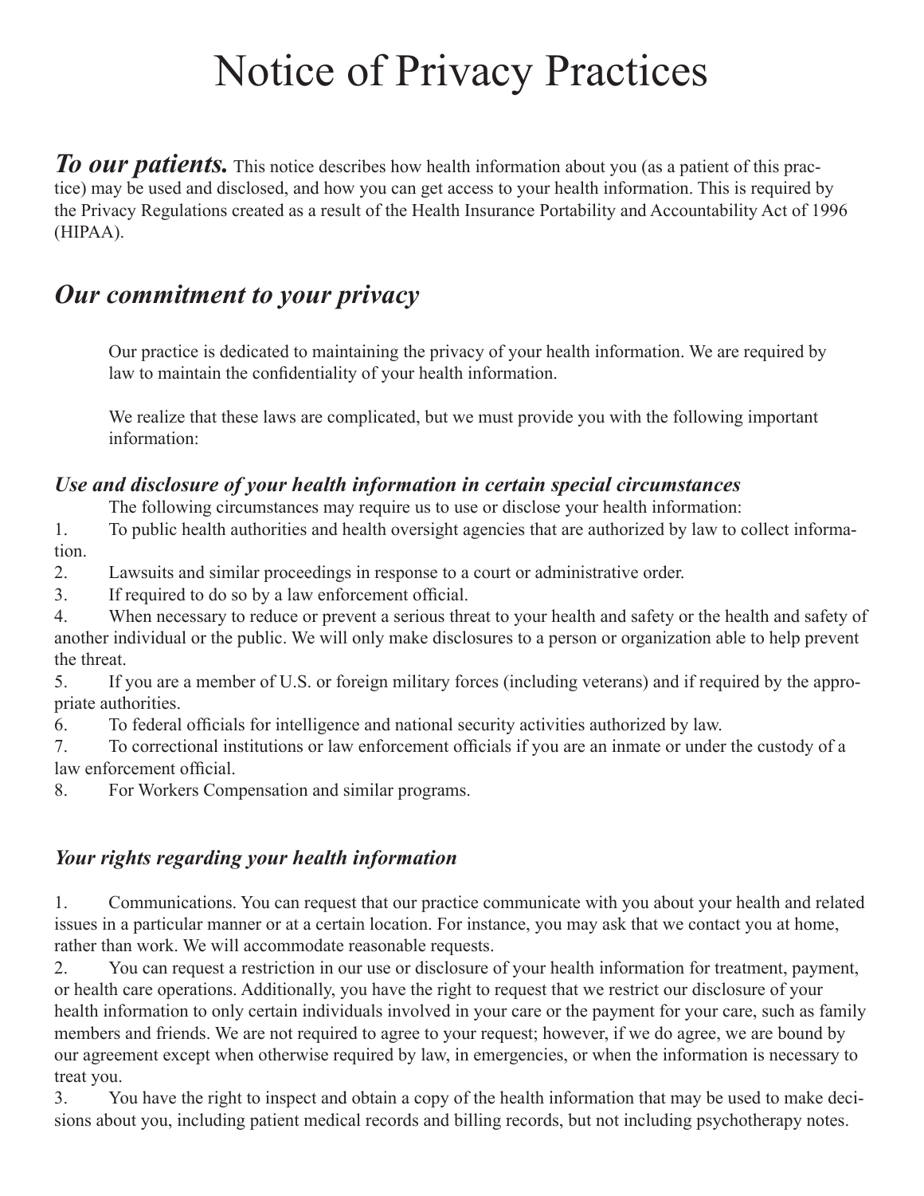# Notice of Privacy Practices

***To our patients.*** This notice describes how health information about you (as a patient of this practice) may be used and disclosed, and how you can get access to your health information. This is required by the Privacy Regulations created as a result of the Health Insurance Portability and Accountability Act of 1996 (HIPAA).

## *Our commitment to your privacy*

Our practice is dedicated to maintaining the privacy of your health information. We are required by law to maintain the confidentiality of your health information.

We realize that these laws are complicated, but we must provide you with the following important information:

### *Use and disclosure of your health information in certain special circumstances*

The following circumstances may require us to use or disclose your health information:

1. To public health authorities and health oversight agencies that are authorized by law to collect information.
2. Lawsuits and similar proceedings in response to a court or administrative order.
3. If required to do so by a law enforcement official.
4. When necessary to reduce or prevent a serious threat to your health and safety or the health and safety of another individual or the public. We will only make disclosures to a person or organization able to help prevent the threat.
5. If you are a member of U.S. or foreign military forces (including veterans) and if required by the appropriate authorities.
6. To federal officials for intelligence and national security activities authorized by law.
7. To correctional institutions or law enforcement officials if you are an inmate or under the custody of a law enforcement official.
8. For Workers Compensation and similar programs.

### *Your rights regarding your health information*

1. Communications. You can request that our practice communicate with you about your health and related issues in a particular manner or at a certain location. For instance, you may ask that we contact you at home, rather than work. We will accommodate reasonable requests.
2. You can request a restriction in our use or disclosure of your health information for treatment, payment, or health care operations. Additionally, you have the right to request that we restrict our disclosure of your health information to only certain individuals involved in your care or the payment for your care, such as family members and friends. We are not required to agree to your request; however, if we do agree, we are bound by our agreement except when otherwise required by law, in emergencies, or when the information is necessary to treat you.
3. You have the right to inspect and obtain a copy of the health information that may be used to make decisions about you, including patient medical records and billing records, but not including psychotherapy notes.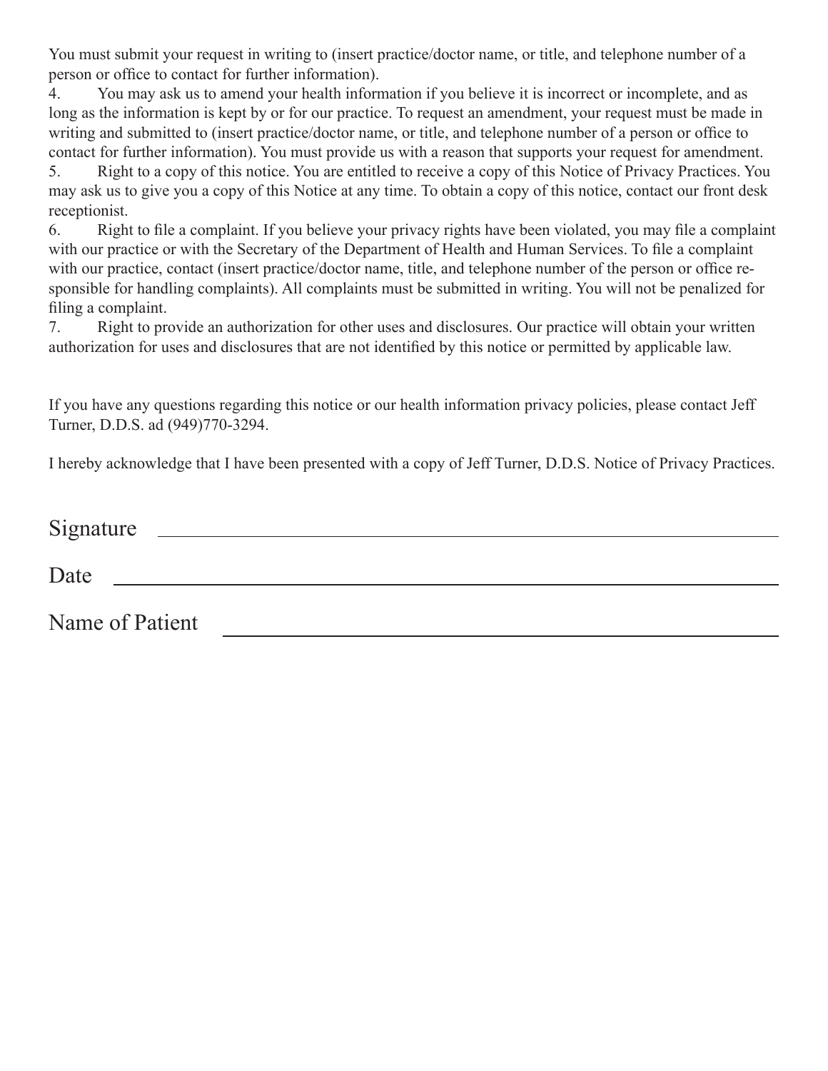You must submit your request in writing to (insert practice/doctor name, or title, and telephone number of a person or office to contact for further information).

4. You may ask us to amend your health information if you believe it is incorrect or incomplete, and as long as the information is kept by or for our practice. To request an amendment, your request must be made in writing and submitted to (insert practice/doctor name, or title, and telephone number of a person or office to contact for further information). You must provide us with a reason that supports your request for amendment.

5. Right to a copy of this notice. You are entitled to receive a copy of this Notice of Privacy Practices. You may ask us to give you a copy of this Notice at any time. To obtain a copy of this notice, contact our front desk receptionist.

6. Right to file a complaint. If you believe your privacy rights have been violated, you may file a complaint with our practice or with the Secretary of the Department of Health and Human Services. To file a complaint with our practice, contact (insert practice/doctor name, title, and telephone number of the person or office responsible for handling complaints). All complaints must be submitted in writing. You will not be penalized for filing a complaint.

7. Right to provide an authorization for other uses and disclosures. Our practice will obtain your written authorization for uses and disclosures that are not identified by this notice or permitted by applicable law.

If you have any questions regarding this notice or our health information privacy policies, please contact Jeff Turner, D.D.S. ad (949)770-3294.

I hereby acknowledge that I have been presented with a copy of Jeff Turner, D.D.S. Notice of Privacy Practices.

Signature ____________________________________________

Date ____________________________________________

Name of Patient ____________________________________________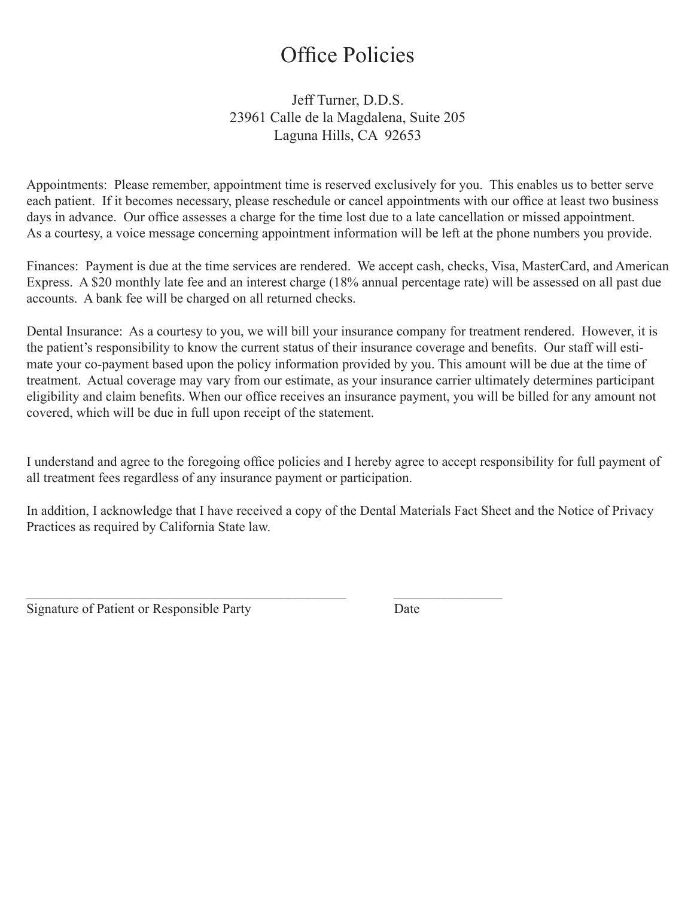# Office Policies

Jeff Turner, D.D.S.
23961 Calle de la Magdalena, Suite 205
Laguna Hills, CA  92653

Appointments:  Please remember, appointment time is reserved exclusively for you.  This enables us to better serve each patient.  If it becomes necessary, please reschedule or cancel appointments with our office at least two business days in advance.  Our office assesses a charge for the time lost due to a late cancellation or missed appointment.  As a courtesy, a voice message concerning appointment information will be left at the phone numbers you provide.

Finances:  Payment is due at the time services are rendered.  We accept cash, checks, Visa, MasterCard, and American Express.  A $20 monthly late fee and an interest charge (18% annual percentage rate) will be assessed on all past due accounts.  A bank fee will be charged on all returned checks.

Dental Insurance:  As a courtesy to you, we will bill your insurance company for treatment rendered.  However, it is the patient's responsibility to know the current status of their insurance coverage and benefits.  Our staff will estimate your co-payment based upon the policy information provided by you. This amount will be due at the time of treatment.  Actual coverage may vary from our estimate, as your insurance carrier ultimately determines participant eligibility and claim benefits. When our office receives an insurance payment, you will be billed for any amount not covered, which will be due in full upon receipt of the statement.

I understand and agree to the foregoing office policies and I hereby agree to accept responsibility for full payment of all treatment fees regardless of any insurance payment or participation.

In addition, I acknowledge that I have received a copy of the Dental Materials Fact Sheet and the Notice of Privacy Practices as required by California State law.

_______________________________________________          ________________

Signature of Patient or Responsible Party          Date